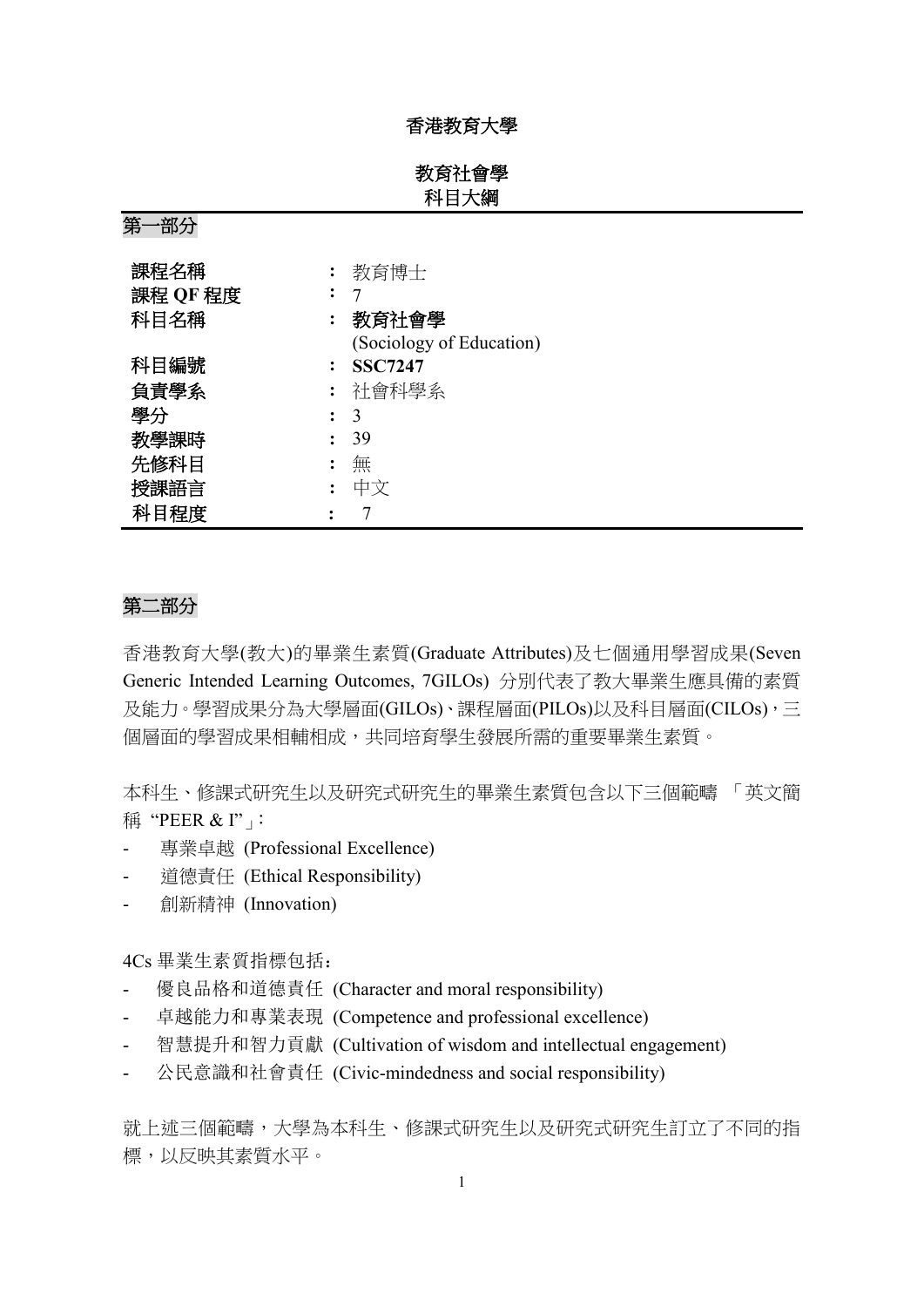# 香港教育大學

## 教育社會學
## 科目大綱

## 第一部分

| | | |
|---|---|---|
| **課程名稱** | **:** | 教育博士 |
| **課程 QF 程度** | **:** | 7 |
| **科目名稱** | **:** | **教育社會學** (Sociology of Education) |
| **科目編號** | **:** | **SSC7247** |
| **負責學系** | **:** | 社會科學系 |
| **學分** | **:** | 3 |
| **教學課時** | **:** | 39 |
| **先修科目** | **:** | 無 |
| **授課語言** | **:** | 中文 |
| **科目程度** | **:** | 7 |

## 第二部分

香港教育大學(教大)的畢業生素質(Graduate Attributes)及七個通用學習成果(Seven Generic Intended Learning Outcomes, 7GILOs) 分別代表了教大畢業生應具備的素質及能力。學習成果分為大學層面(GILOs)、課程層面(PILOs)以及科目層面(CILOs)，三個層面的學習成果相輔相成，共同培育學生發展所需的重要畢業生素質。

本科生、修課式研究生以及研究式研究生的畢業生素質包含以下三個範疇 「英文簡稱 "PEER & I"」：

- 專業卓越 (Professional Excellence)
- 道德責任 (Ethical Responsibility)
- 創新精神 (Innovation)

4Cs 畢業生素質指標包括：

- 優良品格和道德責任 (Character and moral responsibility)
- 卓越能力和專業表現 (Competence and professional excellence)
- 智慧提升和智力貢獻 (Cultivation of wisdom and intellectual engagement)
- 公民意識和社會責任 (Civic-mindedness and social responsibility)

就上述三個範疇，大學為本科生、修課式研究生以及研究式研究生訂立了不同的指標，以反映其素質水平。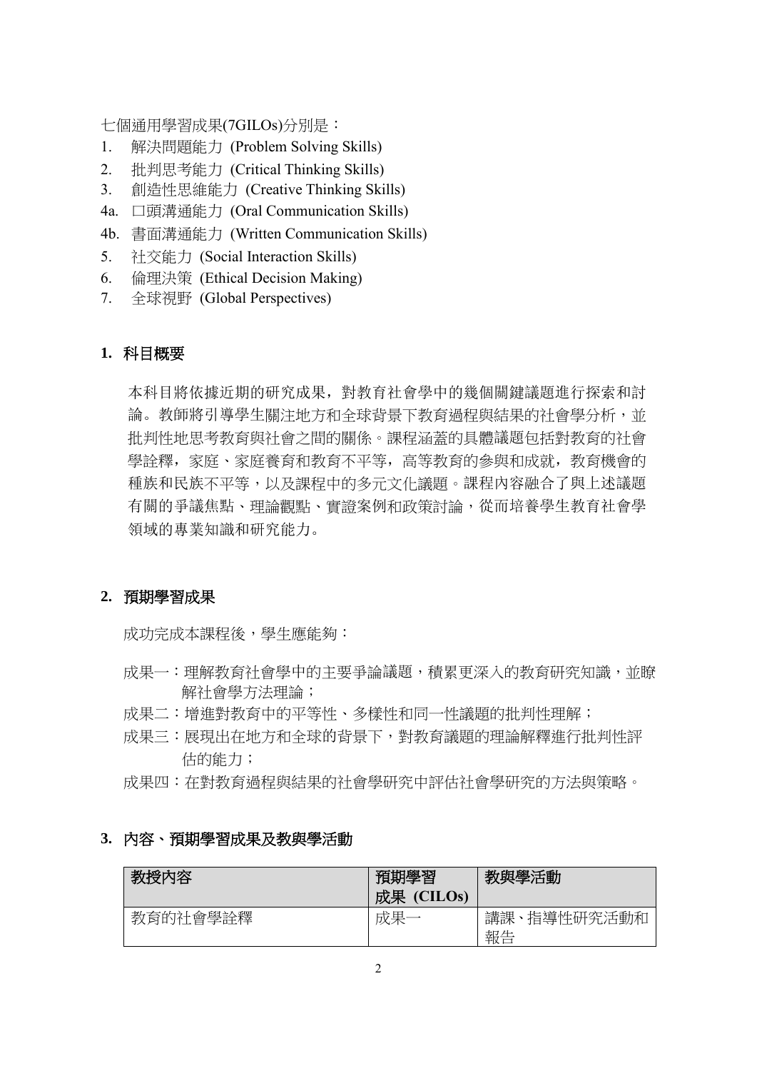七個通用學習成果(7GILOs)分別是：

1. 解決問題能力 (Problem Solving Skills)
2. 批判思考能力 (Critical Thinking Skills)
3. 創造性思維能力 (Creative Thinking Skills)

4a. 口頭溝通能力 (Oral Communication Skills)

4b. 書面溝通能力 (Written Communication Skills)

5. 社交能力 (Social Interaction Skills)
6. 倫理決策 (Ethical Decision Making)
7. 全球視野 (Global Perspectives)

## 1. 科目概要

本科目將依據近期的研究成果，對教育社會學中的幾個關鍵議題進行探索和討論。教師將引導學生關注地方和全球背景下教育過程與結果的社會學分析，並批判性地思考教育與社會之間的關係。課程涵蓋的具體議題包括對教育的社會學詮釋，家庭、家庭養育和教育不平等，高等教育的參與和成就，教育機會的種族和民族不平等，以及課程中的多元文化議題。課程內容融合了與上述議題有關的爭議焦點、理論觀點、實證案例和政策討論，從而培養學生教育社會學領域的專業知識和研究能力。

## 2. 預期學習成果

成功完成本課程後，學生應能夠：

成果一：理解教育社會學中的主要爭論議題，積累更深入的教育研究知識，並瞭解社會學方法理論；

成果二：增進對教育中的平等性、多樣性和同一性議題的批判性理解；

成果三：展現出在地方和全球的背景下，對教育議題的理論解釋進行批判性評估的能力；

成果四：在對教育過程與結果的社會學研究中評估社會學研究的方法與策略。

## 3. 內容、預期學習成果及教與學活動

| 教授內容 | 預期學習成果 (CILOs) | 教與學活動 |
|---|---|---|
| 教育的社會學詮釋 | 成果一 | 講課、指導性研究活動和報告 |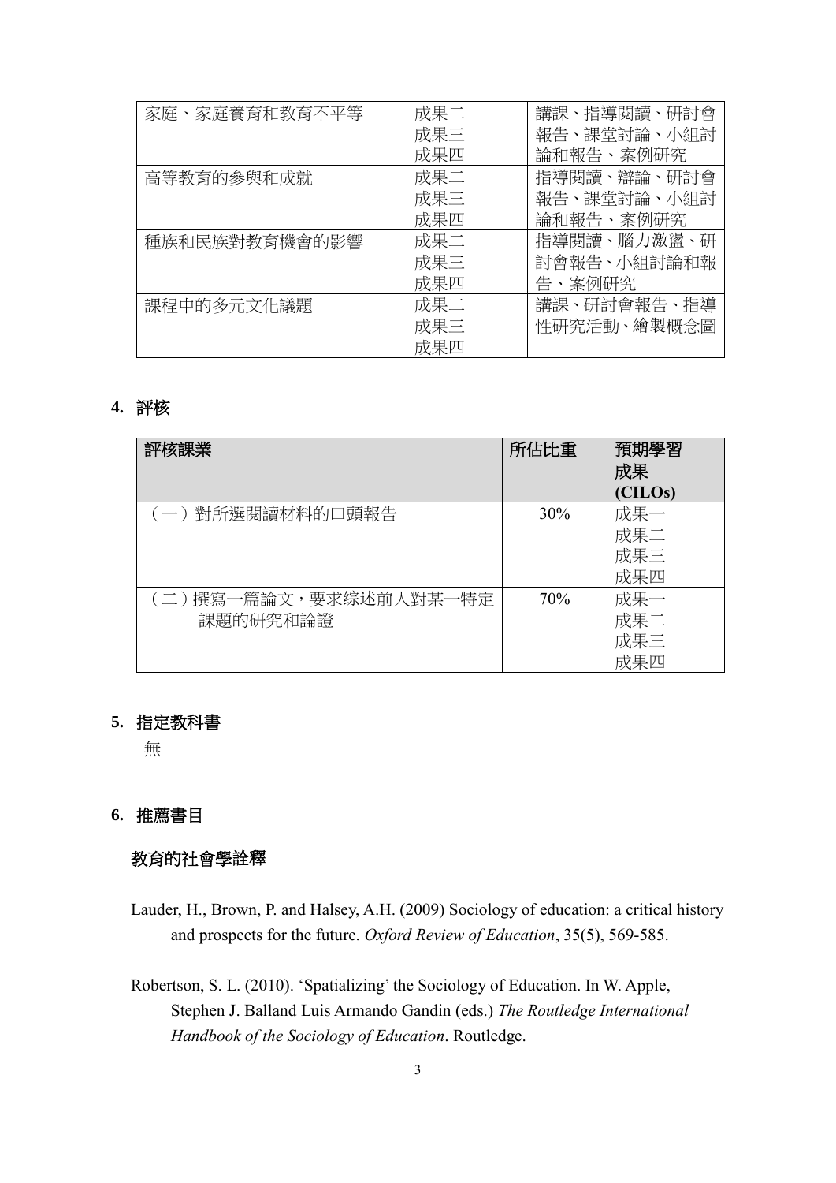| 家庭、家庭養育和教育不平等 | 成果二<br>成果三<br>成果四 | 講課、指導閱讀、研討會報告、課堂討論、小組討論和報告、案例研究 |
|---|---|---|
| 高等教育的參與和成就 | 成果二<br>成果三<br>成果四 | 指導閱讀、辯論、研討會報告、課堂討論、小組討論和報告、案例研究 |
| 種族和民族對教育機會的影響 | 成果二<br>成果三<br>成果四 | 指導閱讀、腦力激盪、研討會報告、小組討論和報告、案例研究 |
| 課程中的多元文化議題 | 成果二<br>成果三<br>成果四 | 講課、研討會報告、指導性研究活動、繪製概念圖 |

## 4. 評核

| 評核課業 | 所佔比重 | 預期學習成果 (CILOs) |
|---|---|---|
| （一）對所選閱讀材料的口頭報告 | 30% | 成果一<br>成果二<br>成果三<br>成果四 |
| （二）撰寫一篇論文，要求综述前人對某一特定課題的研究和論證 | 70% | 成果一<br>成果二<br>成果三<br>成果四 |

## 5. 指定教科書

無

## 6. 推薦書目

### 教育的社會學詮釋

Lauder, H., Brown, P. and Halsey, A.H. (2009) Sociology of education: a critical history and prospects for the future. *Oxford Review of Education*, 35(5), 569-585.

Robertson, S. L. (2010). 'Spatializing' the Sociology of Education. In W. Apple, Stephen J. Balland Luis Armando Gandin (eds.) *The Routledge International Handbook of the Sociology of Education*. Routledge.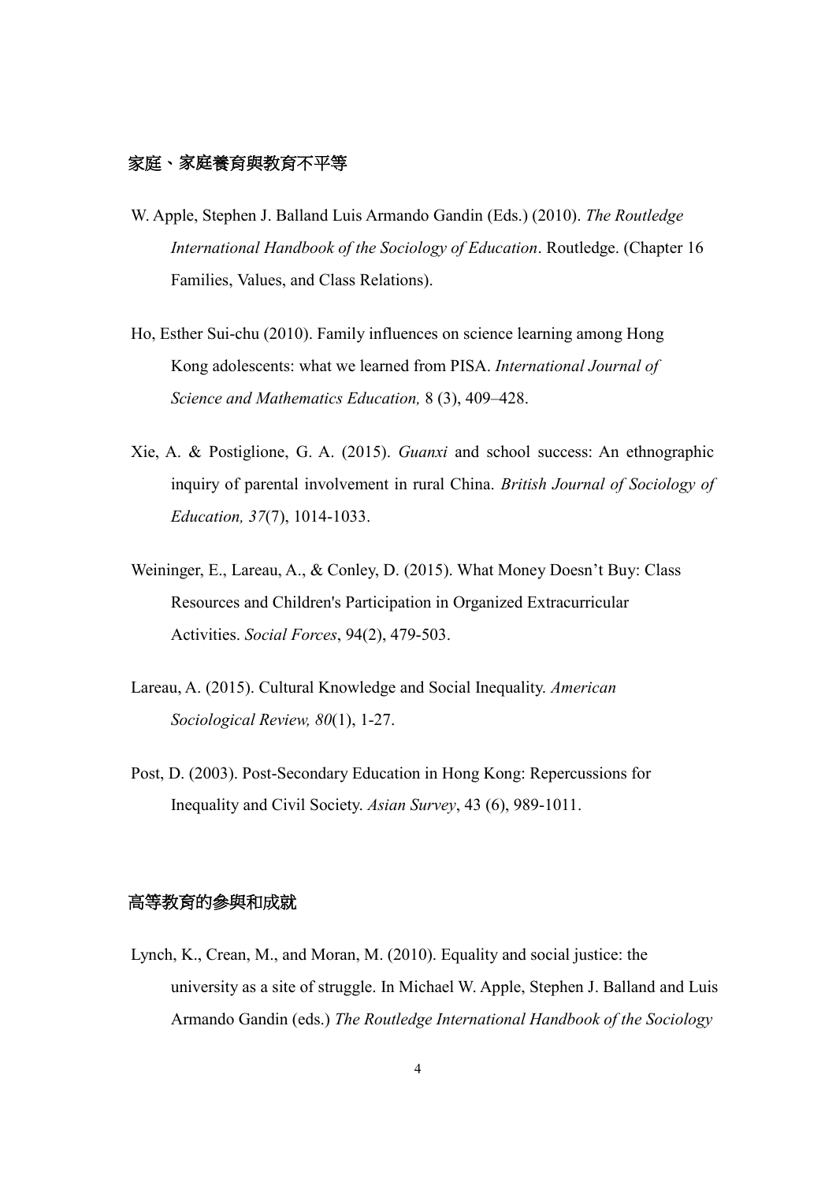**家庭、家庭養育與教育不平等**

W. Apple, Stephen J. Balland Luis Armando Gandin (Eds.) (2010). *The Routledge International Handbook of the Sociology of Education*. Routledge. (Chapter 16 Families, Values, and Class Relations).

Ho, Esther Sui-chu (2010). Family influences on science learning among Hong Kong adolescents: what we learned from PISA. *International Journal of Science and Mathematics Education,* 8 (3), 409–428.

Xie, A. & Postiglione, G. A. (2015). *Guanxi* and school success: An ethnographic inquiry of parental involvement in rural China. *British Journal of Sociology of Education, 37*(7), 1014-1033.

Weininger, E., Lareau, A., & Conley, D. (2015). What Money Doesn't Buy: Class Resources and Children's Participation in Organized Extracurricular Activities. *Social Forces*, 94(2), 479-503.

Lareau, A. (2015). Cultural Knowledge and Social Inequality. *American Sociological Review, 80*(1), 1-27.

Post, D. (2003). Post-Secondary Education in Hong Kong: Repercussions for Inequality and Civil Society. *Asian Survey*, 43 (6), 989-1011.

**高等教育的參與和成就**

Lynch, K., Crean, M., and Moran, M. (2010). Equality and social justice: the university as a site of struggle. In Michael W. Apple, Stephen J. Balland and Luis Armando Gandin (eds.) *The Routledge International Handbook of the Sociology*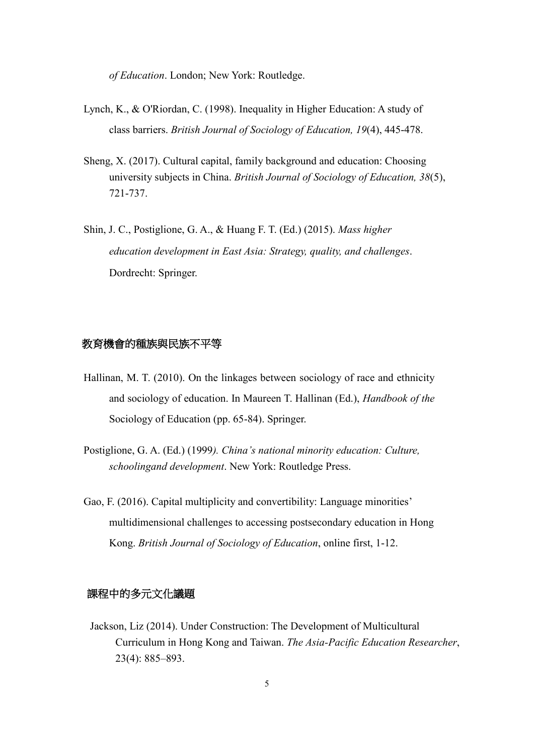*of Education*. London; New York: Routledge.

Lynch, K., & O'Riordan, C. (1998). Inequality in Higher Education: A study of class barriers. *British Journal of Sociology of Education, 19*(4), 445-478.

Sheng, X. (2017). Cultural capital, family background and education: Choosing university subjects in China. *British Journal of Sociology of Education, 38*(5), 721-737.

Shin, J. C., Postiglione, G. A., & Huang F. T. (Ed.) (2015). *Mass higher education development in East Asia: Strategy, quality, and challenges*. Dordrecht: Springer.

## 教育機會的種族與民族不平等

Hallinan, M. T. (2010). On the linkages between sociology of race and ethnicity and sociology of education. In Maureen T. Hallinan (Ed.), *Handbook of the* Sociology of Education (pp. 65-84). Springer.

Postiglione, G. A. (Ed.) (1999*). China's national minority education: Culture, schoolingand development*. New York: Routledge Press.

Gao, F. (2016). Capital multiplicity and convertibility: Language minorities' multidimensional challenges to accessing postsecondary education in Hong Kong. *British Journal of Sociology of Education*, online first, 1-12.

## 課程中的多元文化議題

Jackson, Liz (2014). Under Construction: The Development of Multicultural Curriculum in Hong Kong and Taiwan. *The Asia-Pacific Education Researcher*, 23(4): 885–893.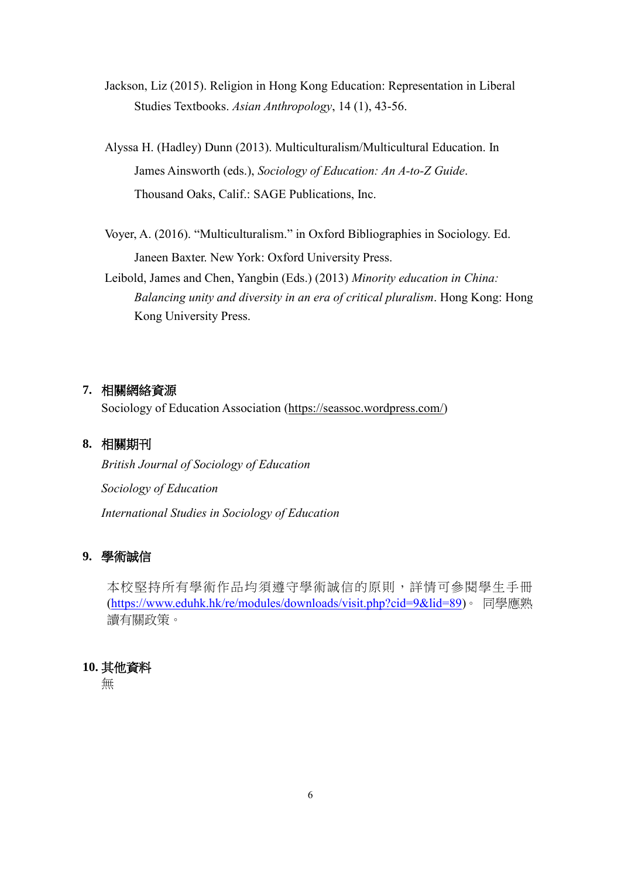Jackson, Liz (2015). Religion in Hong Kong Education: Representation in Liberal Studies Textbooks. *Asian Anthropology*, 14 (1), 43-56.

Alyssa H. (Hadley) Dunn (2013). Multiculturalism/Multicultural Education. In James Ainsworth (eds.), *Sociology of Education: An A-to-Z Guide*. Thousand Oaks, Calif.: SAGE Publications, Inc.

Voyer, A. (2016). "Multiculturalism." in Oxford Bibliographies in Sociology. Ed. Janeen Baxter. New York: Oxford University Press.

Leibold, James and Chen, Yangbin (Eds.) (2013) *Minority education in China: Balancing unity and diversity in an era of critical pluralism*. Hong Kong: Hong Kong University Press.

## 7. 相關網絡資源

Sociology of Education Association (https://seassoc.wordpress.com/)

## 8. 相關期刊

*British Journal of Sociology of Education*

*Sociology of Education*

*International Studies in Sociology of Education*

## 9. 學術誠信

本校堅持所有學術作品均須遵守學術誠信的原則，詳情可參閱學生手冊 (https://www.eduhk.hk/re/modules/downloads/visit.php?cid=9&lid=89)。 同學應熟讀有關政策。

## 10. 其他資料

無